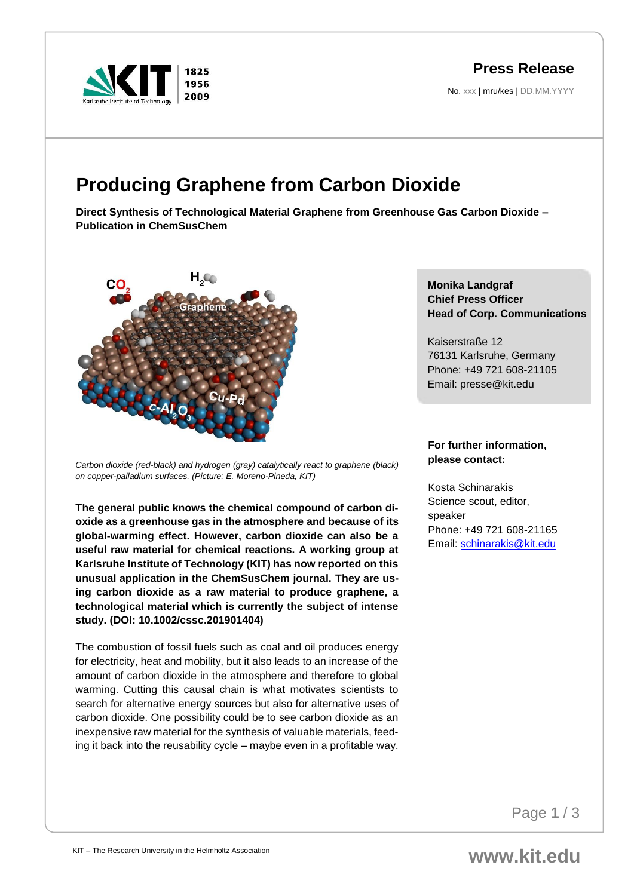**Press Release**

No. xxx | mru/kes | DD.MM.YYYY

# Producing Graphene from Carbon Dioxide

**Direct Synthesis of Technological Material Graphene from Greenhouse Gas Carbon Dioxide – Publication in ChemSusChem**

*Carbon dioxide (red-black) and hydrogen (gray) catalytically react to graphene (black) on copper-palladium surfaces. (Picture: E. Moreno-Pineda, KIT)*

**The general public knows the chemical compound of carbon dioxide as a greenhouse gas in the atmosphere and because of its global-warming effect. However, carbon dioxide can also be a useful raw material for chemical reactions. A working group at Karlsruhe Institute of Technology (KIT) has now reported on this unusual application in the ChemSusChem journal. They are using carbon dioxide as a raw material to produce graphene, a technological material which is currently the subject of intense study. (DOI: 10.1002/cssc.201901404)**

The combustion of fossil fuels such as coal and oil produces energy for electricity, heat and mobility, but it also leads to an increase of the amount of carbon dioxide in the atmosphere and therefore to global warming. Cutting this causal chain is what motivates scientists to search for alternative energy sources but also for alternative uses of carbon dioxide. One possibility could be to see carbon dioxide as an inexpensive raw material for the synthesis of valuable materials, feeding it back into the reusability cycle – maybe even in a profitable way.

**Monika Landgraf**
**Chief Press Officer**
**Head of Corp. Communications**

Kaiserstraße 12
76131 Karlsruhe, Germany
Phone: +49 721 608-21105
Email: presse@kit.edu

**For further information, please contact:**

Kosta Schinarakis
Science scout, editor, speaker
Phone: +49 721 608-21165
Email: schinarakis@kit.edu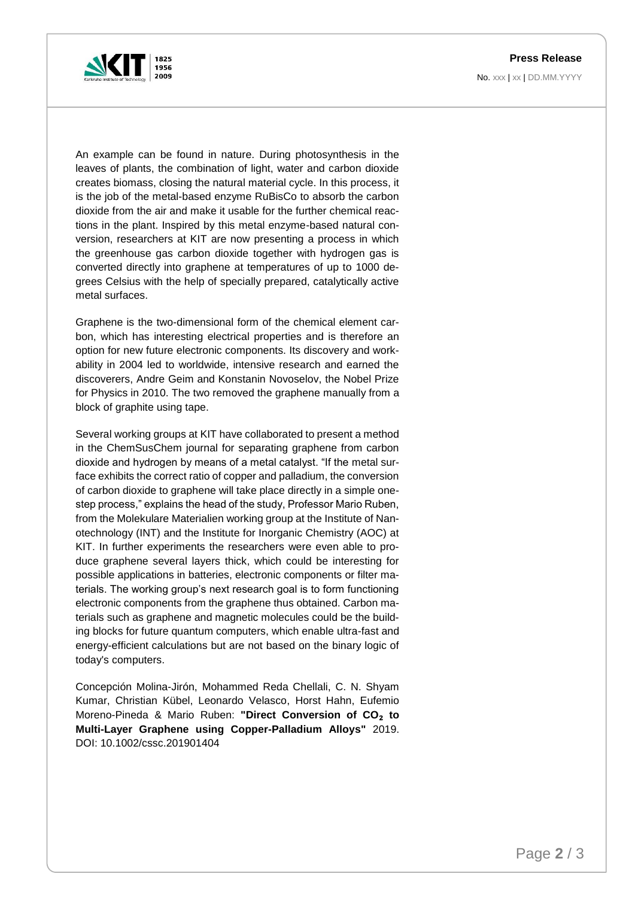An example can be found in nature. During photosynthesis in the leaves of plants, the combination of light, water and carbon dioxide creates biomass, closing the natural material cycle. In this process, it is the job of the metal-based enzyme RuBisCo to absorb the carbon dioxide from the air and make it usable for the further chemical reactions in the plant. Inspired by this metal enzyme-based natural conversion, researchers at KIT are now presenting a process in which the greenhouse gas carbon dioxide together with hydrogen gas is converted directly into graphene at temperatures of up to 1000 degrees Celsius with the help of specially prepared, catalytically active metal surfaces.

Graphene is the two-dimensional form of the chemical element carbon, which has interesting electrical properties and is therefore an option for new future electronic components. Its discovery and workability in 2004 led to worldwide, intensive research and earned the discoverers, Andre Geim and Konstanin Novoselov, the Nobel Prize for Physics in 2010. The two removed the graphene manually from a block of graphite using tape.

Several working groups at KIT have collaborated to present a method in the ChemSusChem journal for separating graphene from carbon dioxide and hydrogen by means of a metal catalyst. “If the metal surface exhibits the correct ratio of copper and palladium, the conversion of carbon dioxide to graphene will take place directly in a simple one-step process,” explains the head of the study, Professor Mario Ruben, from the Molekulare Materialien working group at the Institute of Nanotechnology (INT) and the Institute for Inorganic Chemistry (AOC) at KIT. In further experiments the researchers were even able to produce graphene several layers thick, which could be interesting for possible applications in batteries, electronic components or filter materials. The working group’s next research goal is to form functioning electronic components from the graphene thus obtained. Carbon materials such as graphene and magnetic molecules could be the building blocks for future quantum computers, which enable ultra-fast and energy-efficient calculations but are not based on the binary logic of today's computers.

Concepción Molina-Jirón, Mohammed Reda Chellali, C. N. Shyam Kumar, Christian Kübel, Leonardo Velasco, Horst Hahn, Eufemio Moreno-Pineda & Mario Ruben: **"Direct Conversion of $CO_2$ to Multi-Layer Graphene using Copper-Palladium Alloys"** 2019. DOI: 10.1002/cssc.201901404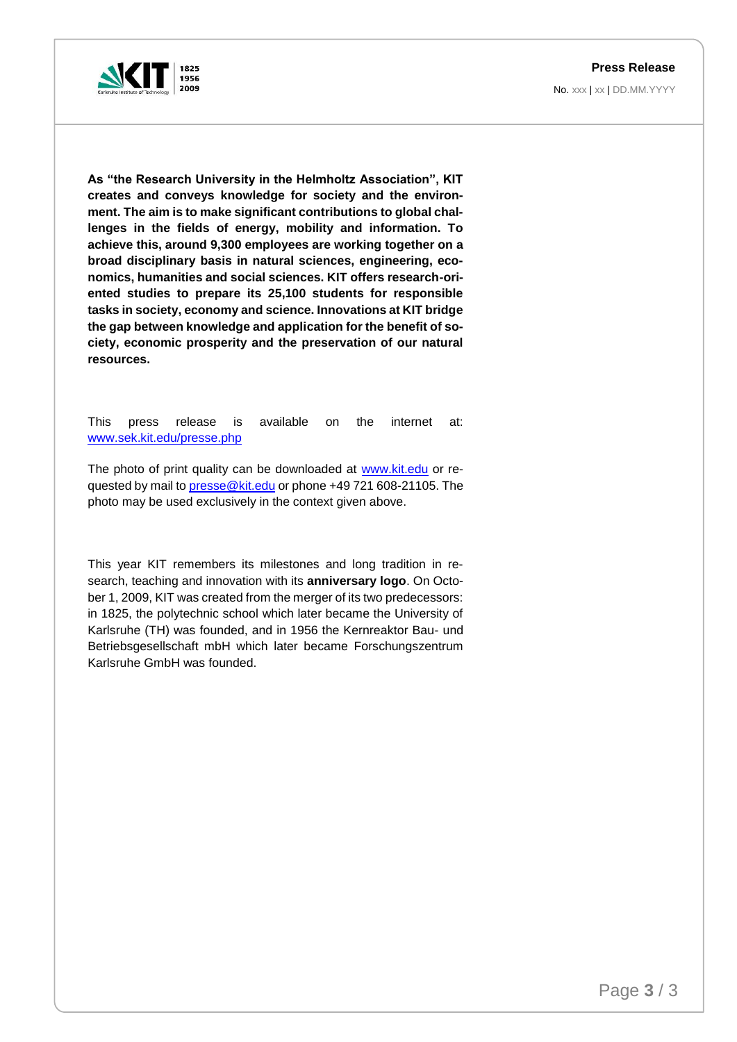**As "the Research University in the Helmholtz Association", KIT creates and conveys knowledge for society and the environment. The aim is to make significant contributions to global challenges in the fields of energy, mobility and information. To achieve this, around 9,300 employees are working together on a broad disciplinary basis in natural sciences, engineering, economics, humanities and social sciences. KIT offers research-oriented studies to prepare its 25,100 students for responsible tasks in society, economy and science. Innovations at KIT bridge the gap between knowledge and application for the benefit of society, economic prosperity and the preservation of our natural resources.**

This press release is available on the internet at: www.sek.kit.edu/presse.php

The photo of print quality can be downloaded at www.kit.edu or requested by mail to presse@kit.edu or phone +49 721 608-21105. The photo may be used exclusively in the context given above.

This year KIT remembers its milestones and long tradition in research, teaching and innovation with its **anniversary logo**. On October 1, 2009, KIT was created from the merger of its two predecessors: in 1825, the polytechnic school which later became the University of Karlsruhe (TH) was founded, and in 1956 the Kernreaktor Bau- und Betriebsgesellschaft mbH which later became Forschungszentrum Karlsruhe GmbH was founded.